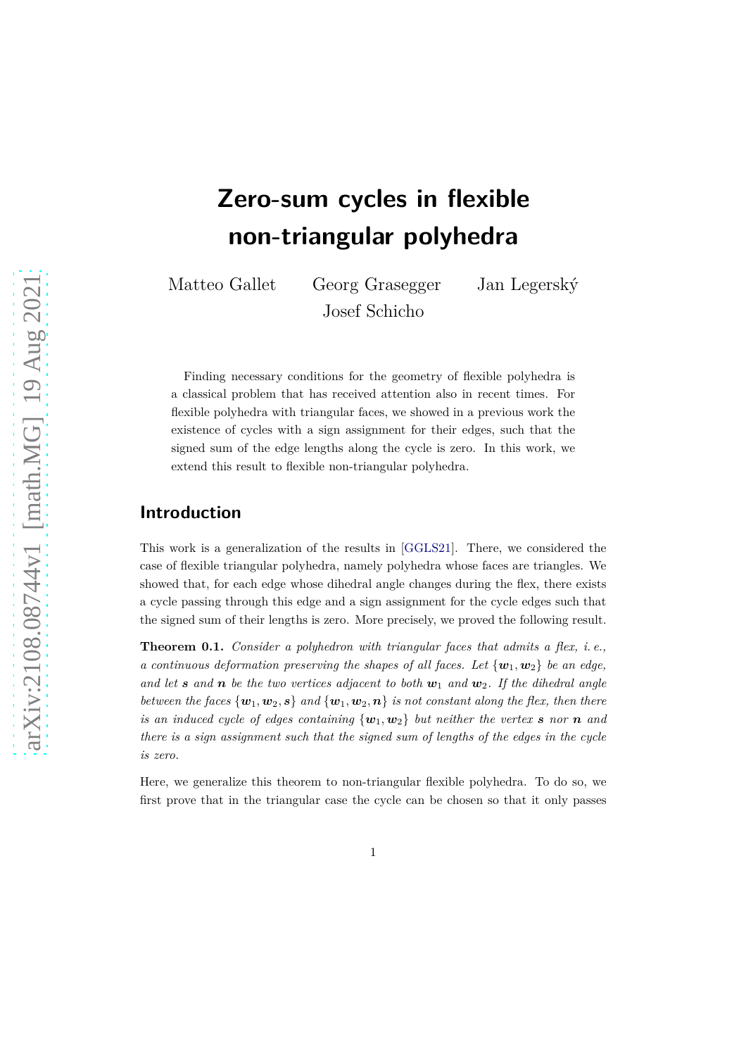# Zero-sum cycles in flexible non-triangular polyhedra

Matteo Gallet Georg Grasegger Jan Legerský Josef Schicho

Finding necessary conditions for the geometry of flexible polyhedra is a classical problem that has received attention also in recent times. For flexible polyhedra with triangular faces, we showed in a previous work the existence of cycles with a sign assignment for their edges, such that the signed sum of the edge lengths along the cycle is zero. In this work, we extend this result to flexible non-triangular polyhedra.

## Introduction

This work is a generalization of the results in [GGLS21]. There, we considered the case of flexible triangular polyhedra, namely polyhedra whose faces are triangles. We showed that, for each edge whose dihedral angle changes during the flex, there exists a cycle passing through this edge and a sign assignment for the cycle edges such that the signed sum of their lengths is zero. More precisely, we proved the following result.

**Theorem 0.1.** *Consider a polyhedron with triangular faces that admits a flex, i. e., a continuous deformation preserving the shapes of all faces. Let $\{\boldsymbol{w}_1, \boldsymbol{w}_2\}$ be an edge, and let $\boldsymbol{s}$ and $\boldsymbol{n}$ be the two vertices adjacent to both $\boldsymbol{w}_1$ and $\boldsymbol{w}_2$. If the dihedral angle between the faces $\{\boldsymbol{w}_1, \boldsymbol{w}_2, \boldsymbol{s}\}$ and $\{\boldsymbol{w}_1, \boldsymbol{w}_2, \boldsymbol{n}\}$ is not constant along the flex, then there is an induced cycle of edges containing $\{\boldsymbol{w}_1, \boldsymbol{w}_2\}$ but neither the vertex $\boldsymbol{s}$ nor $\boldsymbol{n}$ and there is a sign assignment such that the signed sum of lengths of the edges in the cycle is zero.*

Here, we generalize this theorem to non-triangular flexible polyhedra. To do so, we first prove that in the triangular case the cycle can be chosen so that it only passes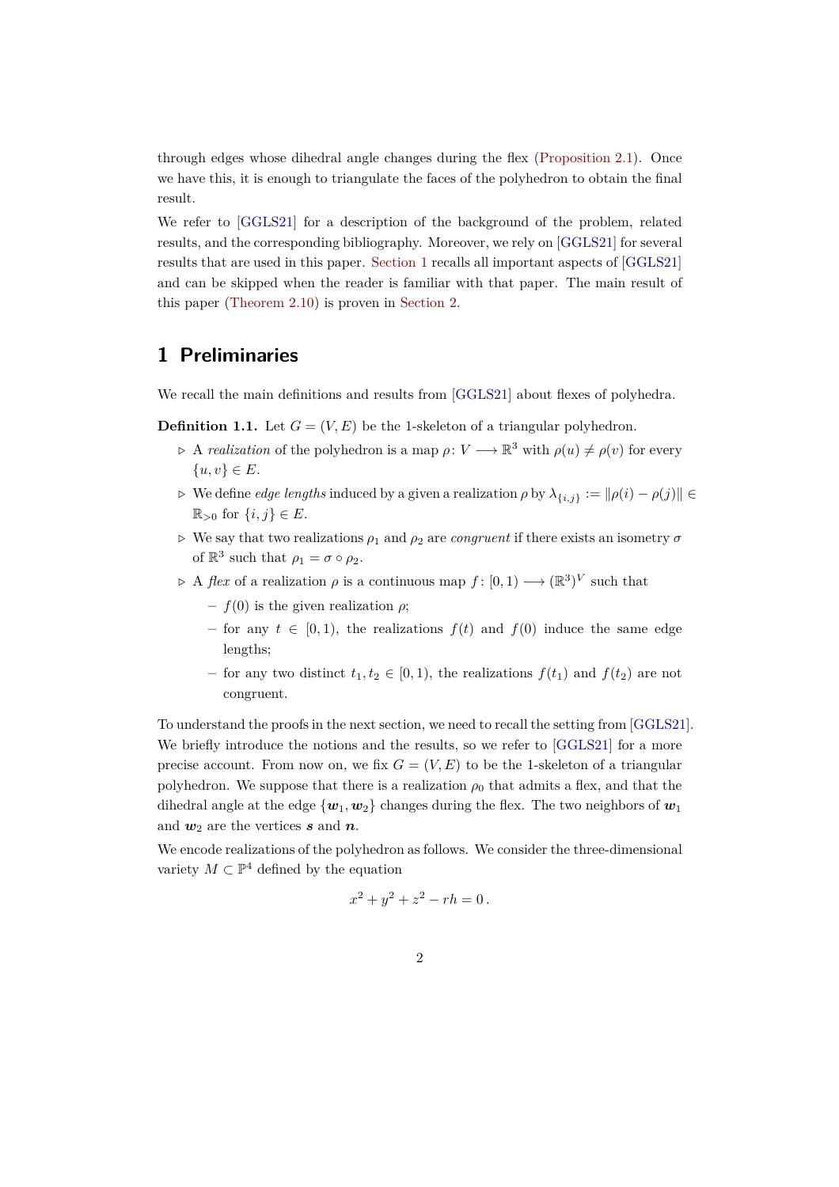through edges whose dihedral angle changes during the flex (Proposition 2.1). Once we have this, it is enough to triangulate the faces of the polyhedron to obtain the final result.

We refer to [GGLS21] for a description of the background of the problem, related results, and the corresponding bibliography. Moreover, we rely on [GGLS21] for several results that are used in this paper. Section 1 recalls all important aspects of [GGLS21] and can be skipped when the reader is familiar with that paper. The main result of this paper (Theorem 2.10) is proven in Section 2.

# 1 Preliminaries

We recall the main definitions and results from [GGLS21] about flexes of polyhedra.

**Definition 1.1.** Let $G = (V, E)$ be the 1-skeleton of a triangular polyhedron.

- A *realization* of the polyhedron is a map $\rho\colon V \longrightarrow \mathbb{R}^3$ with $\rho(u) \neq \rho(v)$ for every $\{u, v\} \in E$.
- We define *edge lengths* induced by a given a realization $\rho$ by $\lambda_{\{i,j\}} := \|\rho(i) - \rho(j)\| \in \mathbb{R}_{>0}$ for $\{i, j\} \in E$.
- We say that two realizations $\rho_1$ and $\rho_2$ are *congruent* if there exists an isometry $\sigma$ of $\mathbb{R}^3$ such that $\rho_1 = \sigma \circ \rho_2$.
- A *flex* of a realization $\rho$ is a continuous map $f\colon [0, 1) \longrightarrow (\mathbb{R}^3)^V$ such that
  - $f(0)$ is the given realization $\rho$;
  - for any $t \in [0, 1)$, the realizations $f(t)$ and $f(0)$ induce the same edge lengths;
  - for any two distinct $t_1, t_2 \in [0, 1)$, the realizations $f(t_1)$ and $f(t_2)$ are not congruent.

To understand the proofs in the next section, we need to recall the setting from [GGLS21]. We briefly introduce the notions and the results, so we refer to [GGLS21] for a more precise account. From now on, we fix $G = (V, E)$ to be the 1-skeleton of a triangular polyhedron. We suppose that there is a realization $\rho_0$ that admits a flex, and that the dihedral angle at the edge $\{\boldsymbol{w}_1, \boldsymbol{w}_2\}$ changes during the flex. The two neighbors of $\boldsymbol{w}_1$ and $\boldsymbol{w}_2$ are the vertices $\boldsymbol{s}$ and $\boldsymbol{n}$.

We encode realizations of the polyhedron as follows. We consider the three-dimensional variety $M \subset \mathbb{P}^4$ defined by the equation

$$x^2 + y^2 + z^2 - rh = 0\,.$$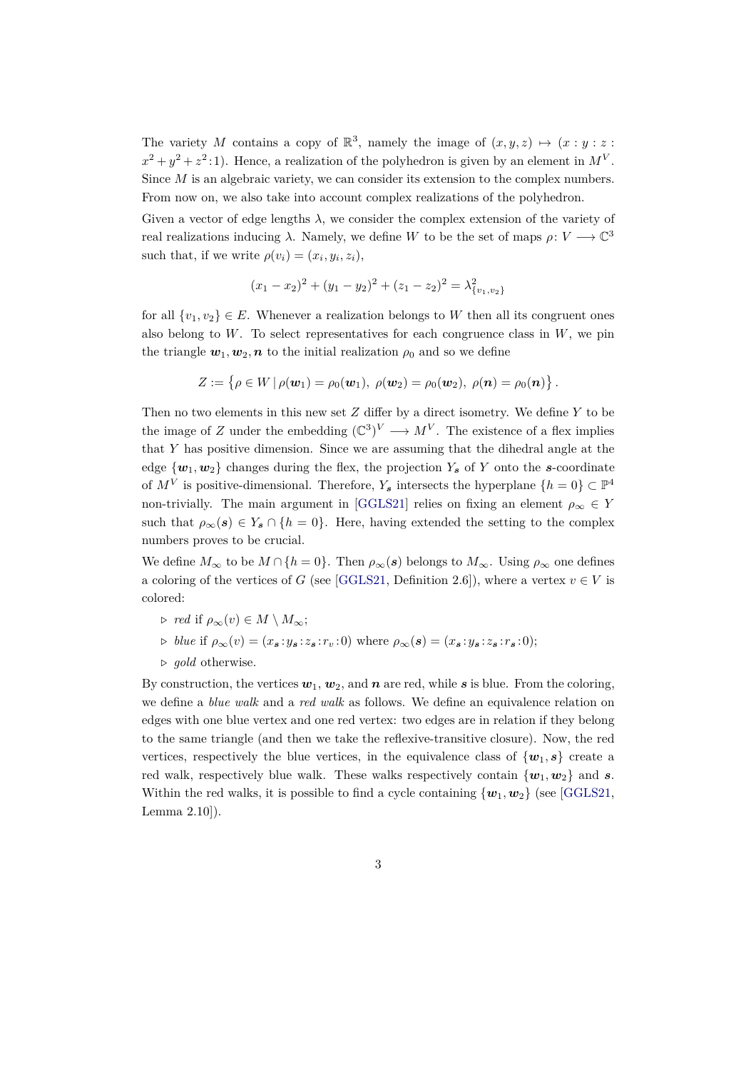The variety $M$ contains a copy of $\mathbb{R}^3$, namely the image of $(x, y, z) \mapsto (x : y : z : x^2 + y^2 + z^2 : 1)$. Hence, a realization of the polyhedron is given by an element in $M^V$. Since $M$ is an algebraic variety, we can consider its extension to the complex numbers. From now on, we also take into account complex realizations of the polyhedron.

Given a vector of edge lengths $\lambda$, we consider the complex extension of the variety of real realizations inducing $\lambda$. Namely, we define $W$ to be the set of maps $\rho\colon V \longrightarrow \mathbb{C}^3$ such that, if we write $\rho(v_i) = (x_i, y_i, z_i)$,

$$(x_1 - x_2)^2 + (y_1 - y_2)^2 + (z_1 - z_2)^2 = \lambda^2_{\{v_1, v_2\}}$$

for all $\{v_1, v_2\} \in E$. Whenever a realization belongs to $W$ then all its congruent ones also belong to $W$. To select representatives for each congruence class in $W$, we pin the triangle $\boldsymbol{w}_1, \boldsymbol{w}_2, \boldsymbol{n}$ to the initial realization $\rho_0$ and so we define

$$Z := \left\{ \rho \in W \mid \rho(\boldsymbol{w}_1) = \rho_0(\boldsymbol{w}_1),\ \rho(\boldsymbol{w}_2) = \rho_0(\boldsymbol{w}_2),\ \rho(\boldsymbol{n}) = \rho_0(\boldsymbol{n}) \right\}.$$

Then no two elements in this new set $Z$ differ by a direct isometry. We define $Y$ to be the image of $Z$ under the embedding $(\mathbb{C}^3)^V \longrightarrow M^V$. The existence of a flex implies that $Y$ has positive dimension. Since we are assuming that the dihedral angle at the edge $\{\boldsymbol{w}_1, \boldsymbol{w}_2\}$ changes during the flex, the projection $Y_{\boldsymbol{s}}$ of $Y$ onto the $\boldsymbol{s}$-coordinate of $M^V$ is positive-dimensional. Therefore, $Y_{\boldsymbol{s}}$ intersects the hyperplane $\{h = 0\} \subset \mathbb{P}^4$ non-trivially. The main argument in [GGLS21] relies on fixing an element $\rho_\infty \in Y$ such that $\rho_\infty(\boldsymbol{s}) \in Y_{\boldsymbol{s}} \cap \{h = 0\}$. Here, having extended the setting to the complex numbers proves to be crucial.

We define $M_\infty$ to be $M \cap \{h = 0\}$. Then $\rho_\infty(\boldsymbol{s})$ belongs to $M_\infty$. Using $\rho_\infty$ one defines a coloring of the vertices of $G$ (see [GGLS21, Definition 2.6]), where a vertex $v \in V$ is colored:

- *red* if $\rho_\infty(v) \in M \setminus M_\infty$;
- *blue* if $\rho_\infty(v) = (x_{\boldsymbol{s}} : y_{\boldsymbol{s}} : z_{\boldsymbol{s}} : r_v : 0)$ where $\rho_\infty(\boldsymbol{s}) = (x_{\boldsymbol{s}} : y_{\boldsymbol{s}} : z_{\boldsymbol{s}} : r_{\boldsymbol{s}} : 0)$;
- *gold* otherwise.

By construction, the vertices $\boldsymbol{w}_1$, $\boldsymbol{w}_2$, and $\boldsymbol{n}$ are red, while $\boldsymbol{s}$ is blue. From the coloring, we define a *blue walk* and a *red walk* as follows. We define an equivalence relation on edges with one blue vertex and one red vertex: two edges are in relation if they belong to the same triangle (and then we take the reflexive-transitive closure). Now, the red vertices, respectively the blue vertices, in the equivalence class of $\{\boldsymbol{w}_1, \boldsymbol{s}\}$ create a red walk, respectively blue walk. These walks respectively contain $\{\boldsymbol{w}_1, \boldsymbol{w}_2\}$ and $\boldsymbol{s}$. Within the red walks, it is possible to find a cycle containing $\{\boldsymbol{w}_1, \boldsymbol{w}_2\}$ (see [GGLS21, Lemma 2.10]).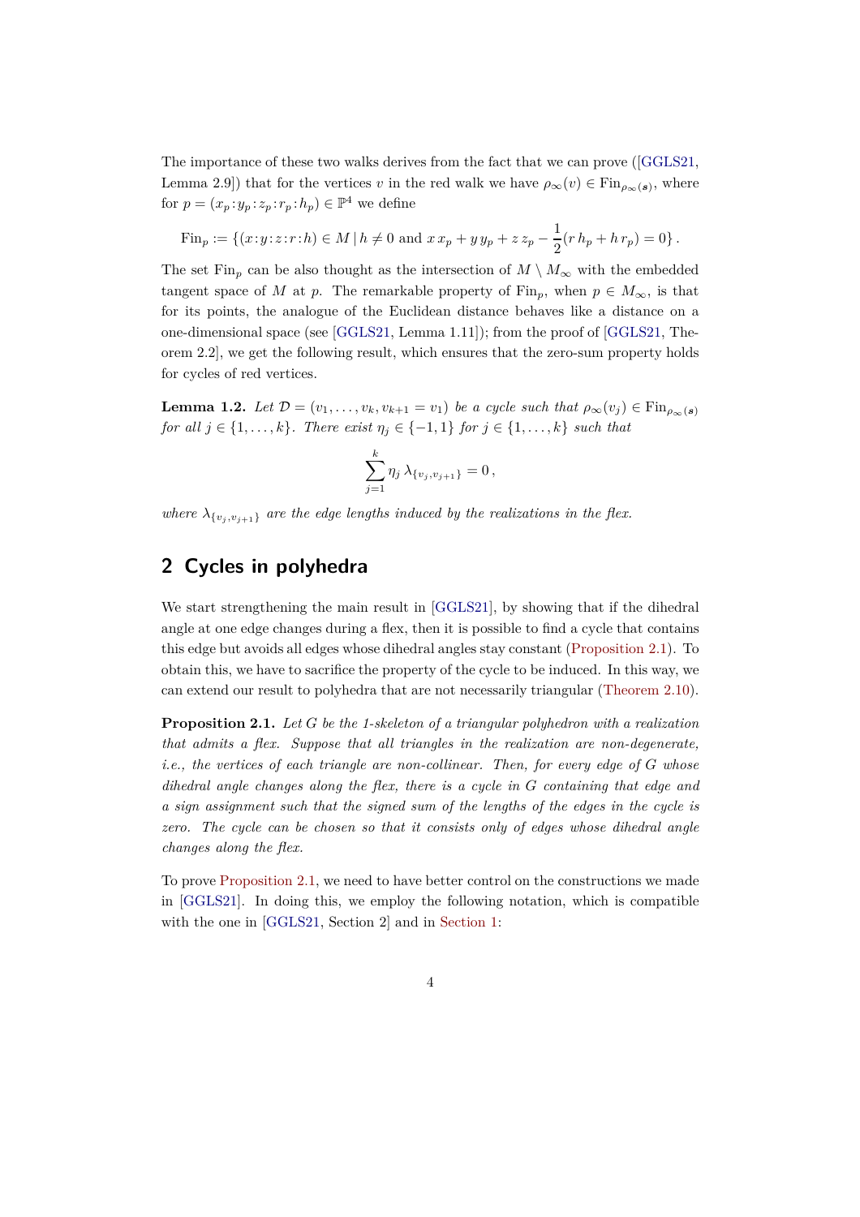The importance of these two walks derives from the fact that we can prove ([GGLS21, Lemma 2.9]) that for the vertices $v$ in the red walk we have $\rho_\infty(v) \in \mathrm{Fin}_{\rho_\infty(\boldsymbol{s})}$, where for $p = (x_p : y_p : z_p : r_p : h_p) \in \mathbb{P}^4$ we define

$$\mathrm{Fin}_p := \{(x:y:z:r:h) \in M \mid h \neq 0 \text{ and } x\,x_p + y\,y_p + z\,z_p - \frac{1}{2}(r\,h_p + h\,r_p) = 0\}\,.$$

The set $\mathrm{Fin}_p$ can be also thought as the intersection of $M \setminus M_\infty$ with the embedded tangent space of $M$ at $p$. The remarkable property of $\mathrm{Fin}_p$, when $p \in M_\infty$, is that for its points, the analogue of the Euclidean distance behaves like a distance on a one-dimensional space (see [GGLS21, Lemma 1.11]); from the proof of [GGLS21, Theorem 2.2], we get the following result, which ensures that the zero-sum property holds for cycles of red vertices.

**Lemma 1.2.** *Let $\mathcal{D} = (v_1, \ldots, v_k, v_{k+1} = v_1)$ be a cycle such that $\rho_\infty(v_j) \in \mathrm{Fin}_{\rho_\infty(\boldsymbol{s})}$ for all $j \in \{1, \ldots, k\}$. There exist $\eta_j \in \{-1, 1\}$ for $j \in \{1, \ldots, k\}$ such that*

$$\sum_{j=1}^{k} \eta_j\, \lambda_{\{v_j, v_{j+1}\}} = 0\,,$$

*where $\lambda_{\{v_j, v_{j+1}\}}$ are the edge lengths induced by the realizations in the flex.*

## 2 Cycles in polyhedra

We start strengthening the main result in [GGLS21], by showing that if the dihedral angle at one edge changes during a flex, then it is possible to find a cycle that contains this edge but avoids all edges whose dihedral angles stay constant (Proposition 2.1). To obtain this, we have to sacrifice the property of the cycle to be induced. In this way, we can extend our result to polyhedra that are not necessarily triangular (Theorem 2.10).

**Proposition 2.1.** *Let $G$ be the 1-skeleton of a triangular polyhedron with a realization that admits a flex. Suppose that all triangles in the realization are non-degenerate, i.e., the vertices of each triangle are non-collinear. Then, for every edge of $G$ whose dihedral angle changes along the flex, there is a cycle in $G$ containing that edge and a sign assignment such that the signed sum of the lengths of the edges in the cycle is zero. The cycle can be chosen so that it consists only of edges whose dihedral angle changes along the flex.*

To prove Proposition 2.1, we need to have better control on the constructions we made in [GGLS21]. In doing this, we employ the following notation, which is compatible with the one in [GGLS21, Section 2] and in Section 1: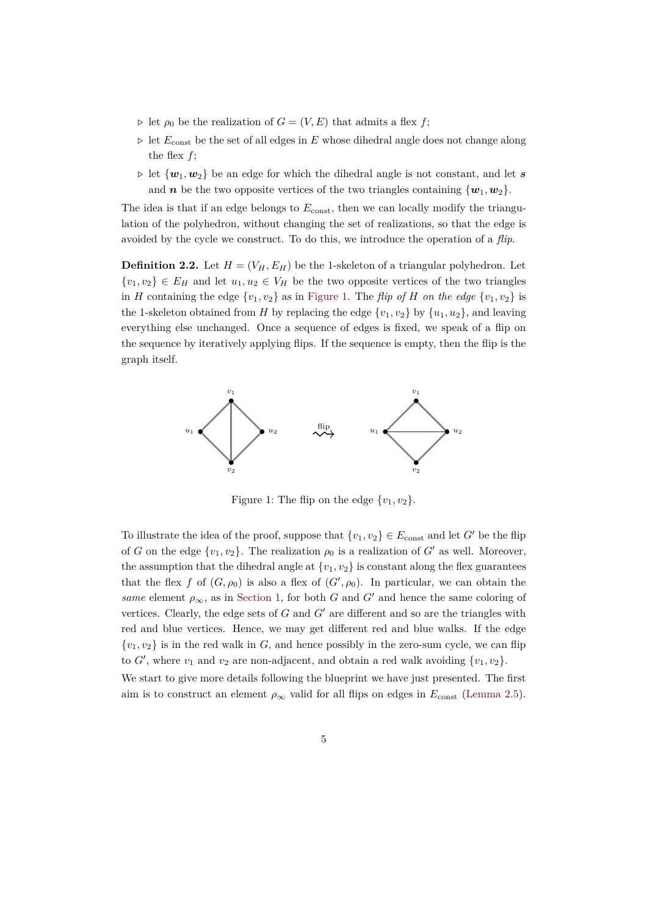- ▹ let $\rho_0$ be the realization of $G = (V, E)$ that admits a flex $f$;
- ▹ let $E_{\text{const}}$ be the set of all edges in $E$ whose dihedral angle does not change along the flex $f$;
- ▹ let $\{\boldsymbol{w}_1, \boldsymbol{w}_2\}$ be an edge for which the dihedral angle is not constant, and let $\boldsymbol{s}$ and $\boldsymbol{n}$ be the two opposite vertices of the two triangles containing $\{\boldsymbol{w}_1, \boldsymbol{w}_2\}$.

The idea is that if an edge belongs to $E_{\text{const}}$, then we can locally modify the triangulation of the polyhedron, without changing the set of realizations, so that the edge is avoided by the cycle we construct. To do this, we introduce the operation of a *flip*.

**Definition 2.2.** Let $H = (V_H, E_H)$ be the 1-skeleton of a triangular polyhedron. Let $\{v_1, v_2\} \in E_H$ and let $u_1, u_2 \in V_H$ be the two opposite vertices of the two triangles in $H$ containing the edge $\{v_1, v_2\}$ as in Figure 1. The *flip of* $H$ *on the edge* $\{v_1, v_2\}$ is the 1-skeleton obtained from $H$ by replacing the edge $\{v_1, v_2\}$ by $\{u_1, u_2\}$, and leaving everything else unchanged. Once a sequence of edges is fixed, we speak of a flip on the sequence by iteratively applying flips. If the sequence is empty, then the flip is the graph itself.

Figure 1: The flip on the edge $\{v_1, v_2\}$.

To illustrate the idea of the proof, suppose that $\{v_1, v_2\} \in E_{\text{const}}$ and let $G'$ be the flip of $G$ on the edge $\{v_1, v_2\}$. The realization $\rho_0$ is a realization of $G'$ as well. Moreover, the assumption that the dihedral angle at $\{v_1, v_2\}$ is constant along the flex guarantees that the flex $f$ of $(G, \rho_0)$ is also a flex of $(G', \rho_0)$. In particular, we can obtain the *same* element $\rho_\infty$, as in Section 1, for both $G$ and $G'$ and hence the same coloring of vertices. Clearly, the edge sets of $G$ and $G'$ are different and so are the triangles with red and blue vertices. Hence, we may get different red and blue walks. If the edge $\{v_1, v_2\}$ is in the red walk in $G$, and hence possibly in the zero-sum cycle, we can flip to $G'$, where $v_1$ and $v_2$ are non-adjacent, and obtain a red walk avoiding $\{v_1, v_2\}$.

We start to give more details following the blueprint we have just presented. The first aim is to construct an element $\rho_\infty$ valid for all flips on edges in $E_{\text{const}}$ (Lemma 2.5).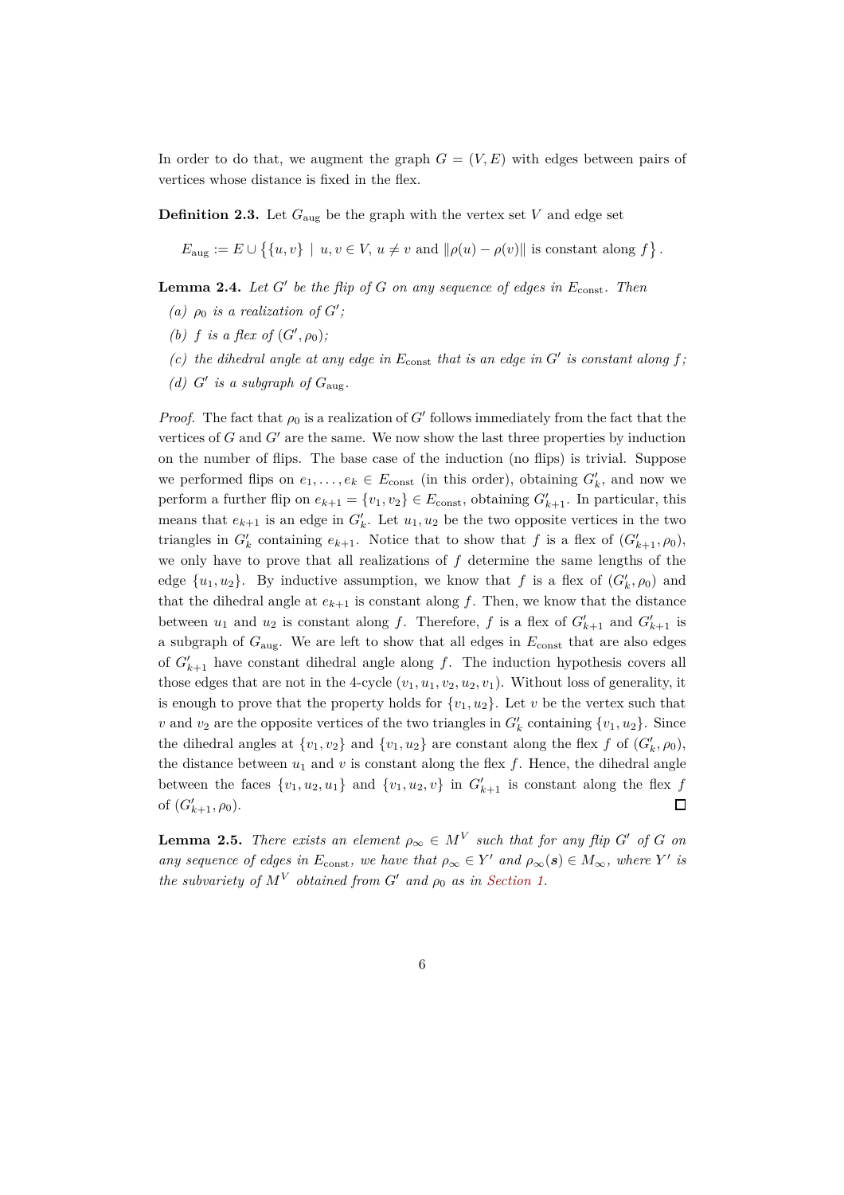In order to do that, we augment the graph $G = (V, E)$ with edges between pairs of vertices whose distance is fixed in the flex.

**Definition 2.3.** Let $G_{\text{aug}}$ be the graph with the vertex set $V$ and edge set

$$E_{\text{aug}} := E \cup \big\{\{u, v\} \mid u, v \in V,\, u \neq v \text{ and } \|\rho(u) - \rho(v)\| \text{ is constant along } f\big\}.$$

**Lemma 2.4.** *Let $G'$ be the flip of $G$ on any sequence of edges in $E_{\text{const}}$. Then*

*(a) $\rho_0$ is a realization of $G'$;*

*(b) $f$ is a flex of $(G', \rho_0)$;*

*(c) the dihedral angle at any edge in $E_{\text{const}}$ that is an edge in $G'$ is constant along $f$;*

*(d) $G'$ is a subgraph of $G_{\text{aug}}$.*

*Proof.* The fact that $\rho_0$ is a realization of $G'$ follows immediately from the fact that the vertices of $G$ and $G'$ are the same. We now show the last three properties by induction on the number of flips. The base case of the induction (no flips) is trivial. Suppose we performed flips on $e_1, \ldots, e_k \in E_{\text{const}}$ (in this order), obtaining $G'_k$, and now we perform a further flip on $e_{k+1} = \{v_1, v_2\} \in E_{\text{const}}$, obtaining $G'_{k+1}$. In particular, this means that $e_{k+1}$ is an edge in $G'_k$. Let $u_1, u_2$ be the two opposite vertices in the two triangles in $G'_k$ containing $e_{k+1}$. Notice that to show that $f$ is a flex of $(G'_{k+1}, \rho_0)$, we only have to prove that all realizations of $f$ determine the same lengths of the edge $\{u_1, u_2\}$. By inductive assumption, we know that $f$ is a flex of $(G'_k, \rho_0)$ and that the dihedral angle at $e_{k+1}$ is constant along $f$. Then, we know that the distance between $u_1$ and $u_2$ is constant along $f$. Therefore, $f$ is a flex of $G'_{k+1}$ and $G'_{k+1}$ is a subgraph of $G_{\text{aug}}$. We are left to show that all edges in $E_{\text{const}}$ that are also edges of $G'_{k+1}$ have constant dihedral angle along $f$. The induction hypothesis covers all those edges that are not in the 4-cycle $(v_1, u_1, v_2, u_2, v_1)$. Without loss of generality, it is enough to prove that the property holds for $\{v_1, u_2\}$. Let $v$ be the vertex such that $v$ and $v_2$ are the opposite vertices of the two triangles in $G'_k$ containing $\{v_1, u_2\}$. Since the dihedral angles at $\{v_1, v_2\}$ and $\{v_1, u_2\}$ are constant along the flex $f$ of $(G'_k, \rho_0)$, the distance between $u_1$ and $v$ is constant along the flex $f$. Hence, the dihedral angle between the faces $\{v_1, u_2, u_1\}$ and $\{v_1, u_2, v\}$ in $G'_{k+1}$ is constant along the flex $f$ of $(G'_{k+1}, \rho_0)$. ◻

**Lemma 2.5.** *There exists an element $\rho_\infty \in M^V$ such that for any flip $G'$ of $G$ on any sequence of edges in $E_{\text{const}}$, we have that $\rho_\infty \in Y'$ and $\rho_\infty(\boldsymbol{s}) \in M_\infty$, where $Y'$ is the subvariety of $M^V$ obtained from $G'$ and $\rho_0$ as in Section 1.*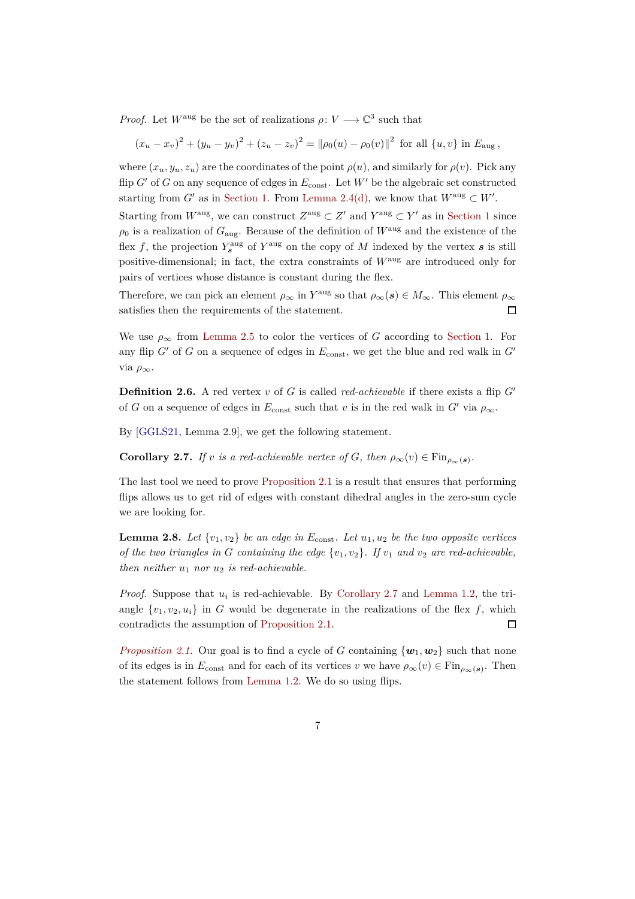*Proof.* Let $W^{\mathrm{aug}}$ be the set of realizations $\rho\colon V \longrightarrow \mathbb{C}^3$ such that

$$(x_u - x_v)^2 + (y_u - y_v)^2 + (z_u - z_v)^2 = \|\rho_0(u) - \rho_0(v)\|^2 \text{ for all } \{u, v\} \text{ in } E_{\mathrm{aug}}\,,$$

where $(x_u, y_u, z_u)$ are the coordinates of the point $\rho(u)$, and similarly for $\rho(v)$. Pick any flip $G'$ of $G$ on any sequence of edges in $E_{\mathrm{const}}$. Let $W'$ be the algebraic set constructed starting from $G'$ as in Section 1. From Lemma 2.4(d), we know that $W^{\mathrm{aug}} \subset W'$.

Starting from $W^{\mathrm{aug}}$, we can construct $Z^{\mathrm{aug}} \subset Z'$ and $Y^{\mathrm{aug}} \subset Y'$ as in Section 1 since $\rho_0$ is a realization of $G_{\mathrm{aug}}$. Because of the definition of $W^{\mathrm{aug}}$ and the existence of the flex $f$, the projection $Y^{\mathrm{aug}}_{\boldsymbol{s}}$ of $Y^{\mathrm{aug}}$ on the copy of $M$ indexed by the vertex $\boldsymbol{s}$ is still positive-dimensional; in fact, the extra constraints of $W^{\mathrm{aug}}$ are introduced only for pairs of vertices whose distance is constant during the flex.

Therefore, we can pick an element $\rho_\infty$ in $Y^{\mathrm{aug}}$ so that $\rho_\infty(\boldsymbol{s}) \in M_\infty$. This element $\rho_\infty$ satisfies then the requirements of the statement. ☐

We use $\rho_\infty$ from Lemma 2.5 to color the vertices of $G$ according to Section 1. For any flip $G'$ of $G$ on a sequence of edges in $E_{\mathrm{const}}$, we get the blue and red walk in $G'$ via $\rho_\infty$.

**Definition 2.6.** A red vertex $v$ of $G$ is called *red-achievable* if there exists a flip $G'$ of $G$ on a sequence of edges in $E_{\mathrm{const}}$ such that $v$ is in the red walk in $G'$ via $\rho_\infty$.

By [GGLS21, Lemma 2.9], we get the following statement.

**Corollary 2.7.** *If $v$ is a red-achievable vertex of $G$, then $\rho_\infty(v) \in \mathrm{Fin}_{\rho_\infty(\boldsymbol{s})}$.*

The last tool we need to prove Proposition 2.1 is a result that ensures that performing flips allows us to get rid of edges with constant dihedral angles in the zero-sum cycle we are looking for.

**Lemma 2.8.** *Let $\{v_1, v_2\}$ be an edge in $E_{\mathrm{const}}$. Let $u_1, u_2$ be the two opposite vertices of the two triangles in $G$ containing the edge $\{v_1, v_2\}$. If $v_1$ and $v_2$ are red-achievable, then neither $u_1$ nor $u_2$ is red-achievable.*

*Proof.* Suppose that $u_i$ is red-achievable. By Corollary 2.7 and Lemma 1.2, the triangle $\{v_1, v_2, u_i\}$ in $G$ would be degenerate in the realizations of the flex $f$, which contradicts the assumption of Proposition 2.1. ☐

*Proposition 2.1.* Our goal is to find a cycle of $G$ containing $\{\boldsymbol{w}_1, \boldsymbol{w}_2\}$ such that none of its edges is in $E_{\mathrm{const}}$ and for each of its vertices $v$ we have $\rho_\infty(v) \in \mathrm{Fin}_{\rho_\infty(\boldsymbol{s})}$. Then the statement follows from Lemma 1.2. We do so using flips.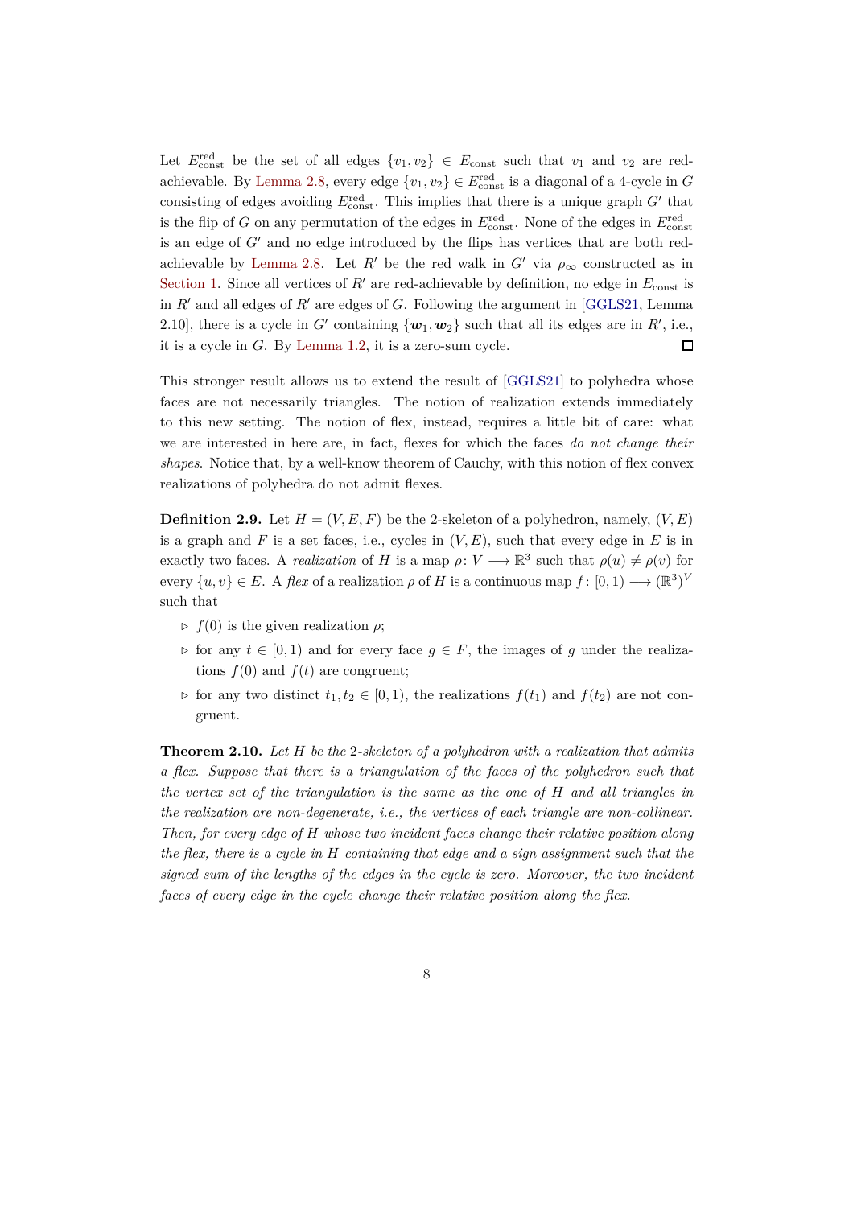Let $E_{\text{const}}^{\text{red}}$ be the set of all edges $\{v_1, v_2\} \in E_{\text{const}}$ such that $v_1$ and $v_2$ are red-achievable. By Lemma 2.8, every edge $\{v_1, v_2\} \in E_{\text{const}}^{\text{red}}$ is a diagonal of a 4-cycle in $G$ consisting of edges avoiding $E_{\text{const}}^{\text{red}}$. This implies that there is a unique graph $G'$ that is the flip of $G$ on any permutation of the edges in $E_{\text{const}}^{\text{red}}$. None of the edges in $E_{\text{const}}^{\text{red}}$ is an edge of $G'$ and no edge introduced by the flips has vertices that are both red-achievable by Lemma 2.8. Let $R'$ be the red walk in $G'$ via $\rho_\infty$ constructed as in Section 1. Since all vertices of $R'$ are red-achievable by definition, no edge in $E_{\text{const}}$ is in $R'$ and all edges of $R'$ are edges of $G$. Following the argument in [GGLS21, Lemma 2.10], there is a cycle in $G'$ containing $\{\boldsymbol{w}_1, \boldsymbol{w}_2\}$ such that all its edges are in $R'$, i.e., it is a cycle in $G$. By Lemma 1.2, it is a zero-sum cycle. ◻

This stronger result allows us to extend the result of [GGLS21] to polyhedra whose faces are not necessarily triangles. The notion of realization extends immediately to this new setting. The notion of flex, instead, requires a little bit of care: what we are interested in here are, in fact, flexes for which the faces *do not change their shapes*. Notice that, by a well-know theorem of Cauchy, with this notion of flex convex realizations of polyhedra do not admit flexes.

**Definition 2.9.** Let $H = (V, E, F)$ be the 2-skeleton of a polyhedron, namely, $(V, E)$ is a graph and $F$ is a set faces, i.e., cycles in $(V, E)$, such that every edge in $E$ is in exactly two faces. A *realization* of $H$ is a map $\rho\colon V \longrightarrow \mathbb{R}^3$ such that $\rho(u) \neq \rho(v)$ for every $\{u, v\} \in E$. A *flex* of a realization $\rho$ of $H$ is a continuous map $f\colon [0, 1) \longrightarrow (\mathbb{R}^3)^V$ such that

- ▹ $f(0)$ is the given realization $\rho$;
- ▹ for any $t \in [0, 1)$ and for every face $g \in F$, the images of $g$ under the realizations $f(0)$ and $f(t)$ are congruent;
- ▹ for any two distinct $t_1, t_2 \in [0, 1)$, the realizations $f(t_1)$ and $f(t_2)$ are not congruent.

**Theorem 2.10.** *Let $H$ be the 2-skeleton of a polyhedron with a realization that admits a flex. Suppose that there is a triangulation of the faces of the polyhedron such that the vertex set of the triangulation is the same as the one of $H$ and all triangles in the realization are non-degenerate, i.e., the vertices of each triangle are non-collinear. Then, for every edge of $H$ whose two incident faces change their relative position along the flex, there is a cycle in $H$ containing that edge and a sign assignment such that the signed sum of the lengths of the edges in the cycle is zero. Moreover, the two incident faces of every edge in the cycle change their relative position along the flex.*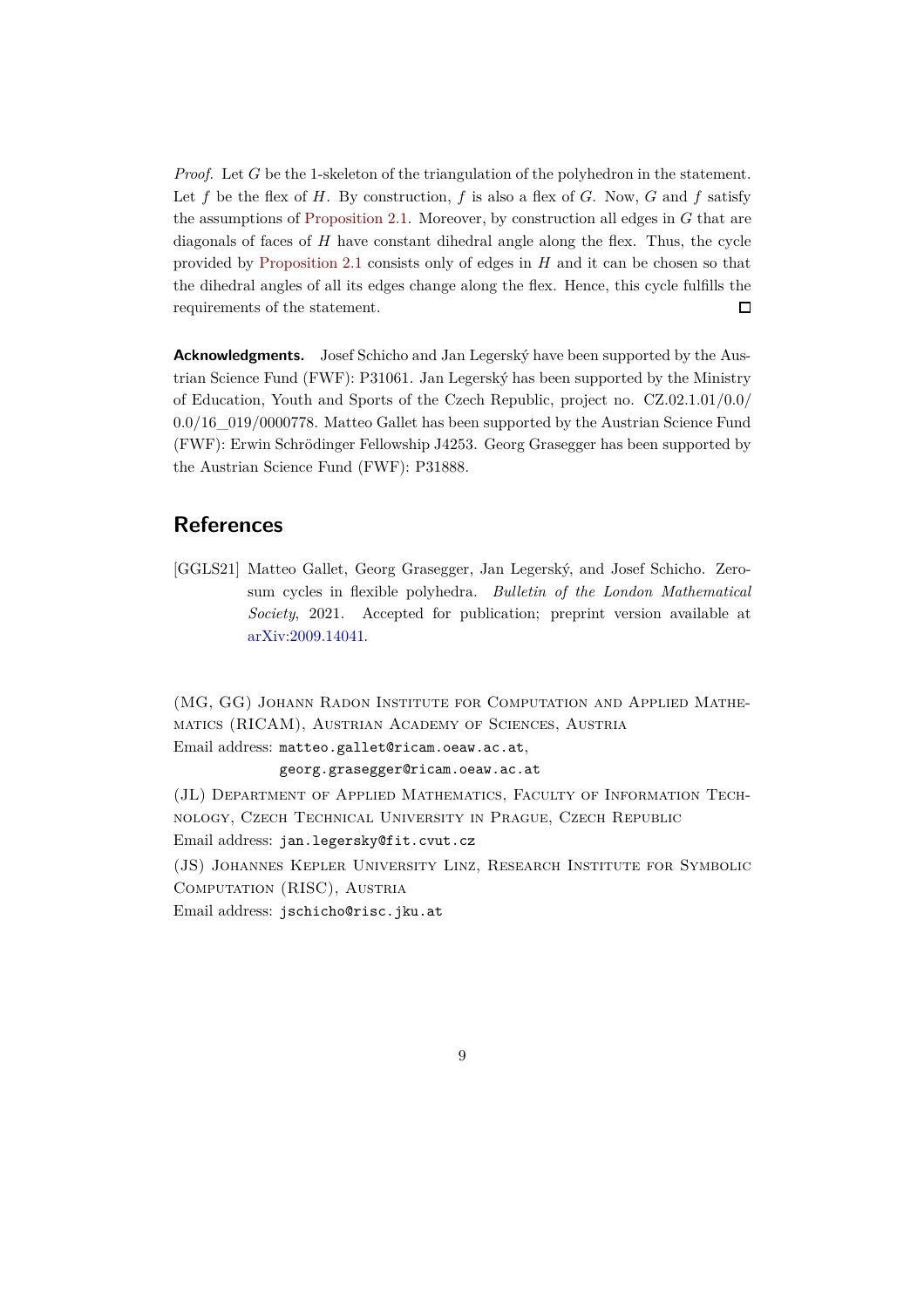*Proof.* Let $G$ be the 1-skeleton of the triangulation of the polyhedron in the statement. Let $f$ be the flex of $H$. By construction, $f$ is also a flex of $G$. Now, $G$ and $f$ satisfy the assumptions of Proposition 2.1. Moreover, by construction all edges in $G$ that are diagonals of faces of $H$ have constant dihedral angle along the flex. Thus, the cycle provided by Proposition 2.1 consists only of edges in $H$ and it can be chosen so that the dihedral angles of all its edges change along the flex. Hence, this cycle fulfills the requirements of the statement. □

**Acknowledgments.** Josef Schicho and Jan Legerský have been supported by the Austrian Science Fund (FWF): P31061. Jan Legerský has been supported by the Ministry of Education, Youth and Sports of the Czech Republic, project no. CZ.02.1.01/0.0/0.0/16_019/0000778. Matteo Gallet has been supported by the Austrian Science Fund (FWF): Erwin Schrödinger Fellowship J4253. Georg Grasegger has been supported by the Austrian Science Fund (FWF): P31888.

## References

[GGLS21] Matteo Gallet, Georg Grasegger, Jan Legerský, and Josef Schicho. Zero-sum cycles in flexible polyhedra. *Bulletin of the London Mathematical Society*, 2021. Accepted for publication; preprint version available at arXiv:2009.14041.

(MG, GG) Johann Radon Institute for Computation and Applied Mathematics (RICAM), Austrian Academy of Sciences, Austria
Email address: `matteo.gallet@ricam.oeaw.ac.at`,
`georg.grasegger@ricam.oeaw.ac.at`

(JL) Department of Applied Mathematics, Faculty of Information Technology, Czech Technical University in Prague, Czech Republic
Email address: `jan.legersky@fit.cvut.cz`

(JS) Johannes Kepler University Linz, Research Institute for Symbolic Computation (RISC), Austria
Email address: `jschicho@risc.jku.at`